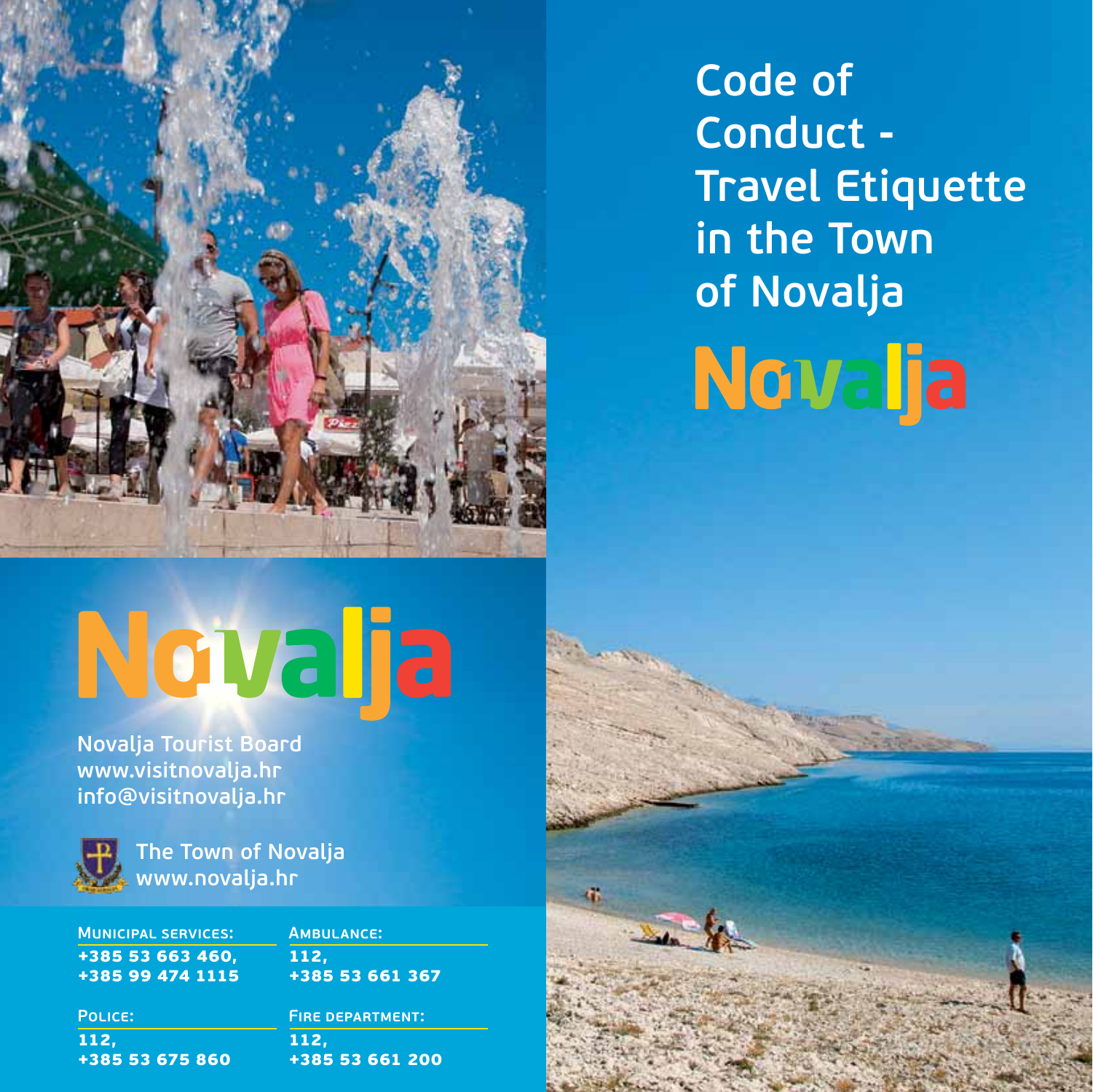# Code of Conduct - Travel Etiquette in the Town of Novalja

Novalja

Novalja

Novalja Tourist Board
www.visitnovalja.hr
info@visitnovalja.hr

The Town of Novalja
www.novalja.hr

**Municipal services:**
**+385 53 663 460,**
**+385 99 474 1115**

**Ambulance:**
**112,**
**+385 53 661 367**

**Police:**
**112,**
**+385 53 675 860**

**Fire department:**
**112,**
**+385 53 661 200**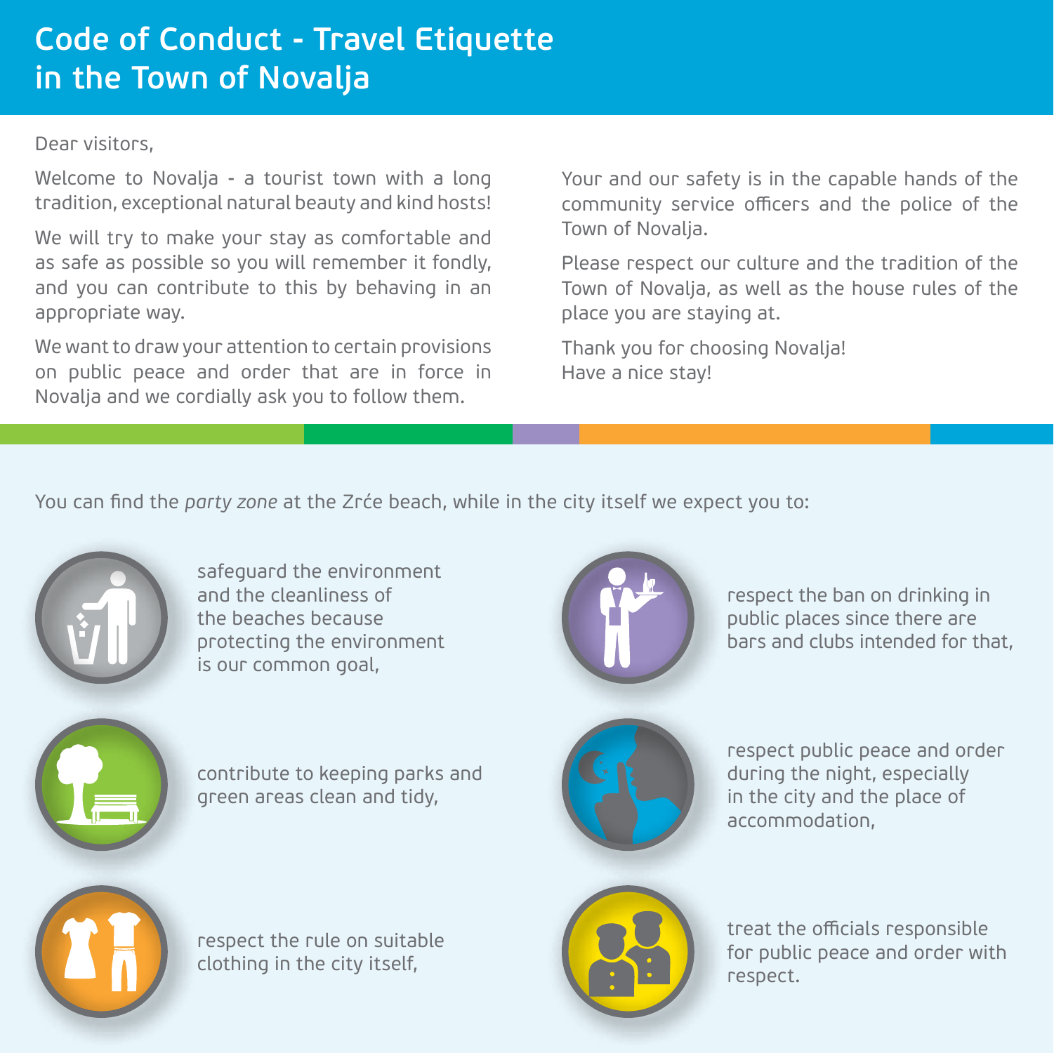# Code of Conduct - Travel Etiquette in the Town of Novalja

Dear visitors,

Welcome to Novalja - a tourist town with a long tradition, exceptional natural beauty and kind hosts!

We will try to make your stay as comfortable and as safe as possible so you will remember it fondly, and you can contribute to this by behaving in an appropriate way.

We want to draw your attention to certain provisions on public peace and order that are in force in Novalja and we cordially ask you to follow them.

Your and our safety is in the capable hands of the community service officers and the police of the Town of Novalja.

Please respect our culture and the tradition of the Town of Novalja, as well as the house rules of the place you are staying at.

Thank you for choosing Novalja!
Have a nice stay!

You can find the *party zone* at the Zrće beach, while in the city itself we expect you to:

- safeguard the environment and the cleanliness of the beaches because protecting the environment is our common goal,
- contribute to keeping parks and green areas clean and tidy,
- respect the rule on suitable clothing in the city itself,
- respect the ban on drinking in public places since there are bars and clubs intended for that,
- respect public peace and order during the night, especially in the city and the place of accommodation,
- treat the officials responsible for public peace and order with respect.